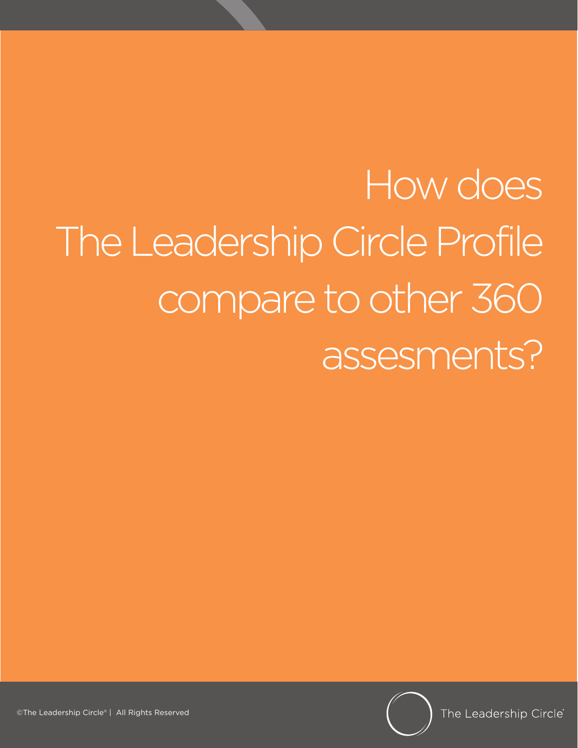# How does The Leadership Circle Profile compare to other 360 assesments?

©The Leadership Circle® | All Rights Reserved

The Leadership Circle®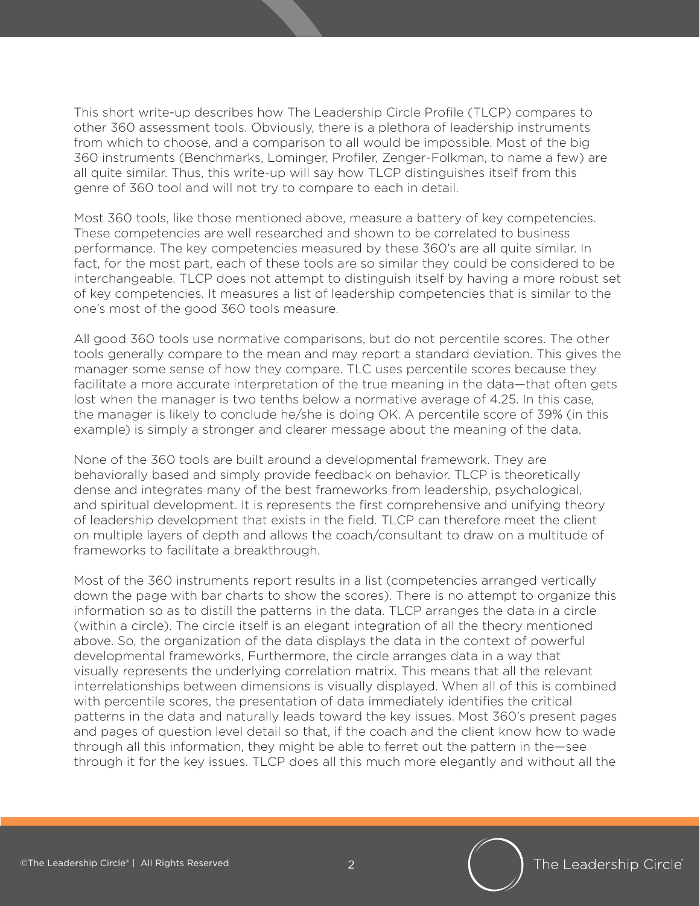This short write-up describes how The Leadership Circle Profile (TLCP) compares to other 360 assessment tools. Obviously, there is a plethora of leadership instruments from which to choose, and a comparison to all would be impossible. Most of the big 360 instruments (Benchmarks, Lominger, Profiler, Zenger-Folkman, to name a few) are all quite similar. Thus, this write-up will say how TLCP distinguishes itself from this genre of 360 tool and will not try to compare to each in detail.

Most 360 tools, like those mentioned above, measure a battery of key competencies. These competencies are well researched and shown to be correlated to business performance. The key competencies measured by these 360's are all quite similar. In fact, for the most part, each of these tools are so similar they could be considered to be interchangeable. TLCP does not attempt to distinguish itself by having a more robust set of key competencies. It measures a list of leadership competencies that is similar to the one's most of the good 360 tools measure.

All good 360 tools use normative comparisons, but do not percentile scores. The other tools generally compare to the mean and may report a standard deviation. This gives the manager some sense of how they compare. TLC uses percentile scores because they facilitate a more accurate interpretation of the true meaning in the data—that often gets lost when the manager is two tenths below a normative average of 4.25. In this case, the manager is likely to conclude he/she is doing OK. A percentile score of 39% (in this example) is simply a stronger and clearer message about the meaning of the data.

None of the 360 tools are built around a developmental framework. They are behaviorally based and simply provide feedback on behavior. TLCP is theoretically dense and integrates many of the best frameworks from leadership, psychological, and spiritual development. It is represents the first comprehensive and unifying theory of leadership development that exists in the field. TLCP can therefore meet the client on multiple layers of depth and allows the coach/consultant to draw on a multitude of frameworks to facilitate a breakthrough.

Most of the 360 instruments report results in a list (competencies arranged vertically down the page with bar charts to show the scores). There is no attempt to organize this information so as to distill the patterns in the data. TLCP arranges the data in a circle (within a circle). The circle itself is an elegant integration of all the theory mentioned above. So, the organization of the data displays the data in the context of powerful developmental frameworks, Furthermore, the circle arranges data in a way that visually represents the underlying correlation matrix. This means that all the relevant interrelationships between dimensions is visually displayed. When all of this is combined with percentile scores, the presentation of data immediately identifies the critical patterns in the data and naturally leads toward the key issues. Most 360's present pages and pages of question level detail so that, if the coach and the client know how to wade through all this information, they might be able to ferret out the pattern in the—see through it for the key issues. TLCP does all this much more elegantly and without all the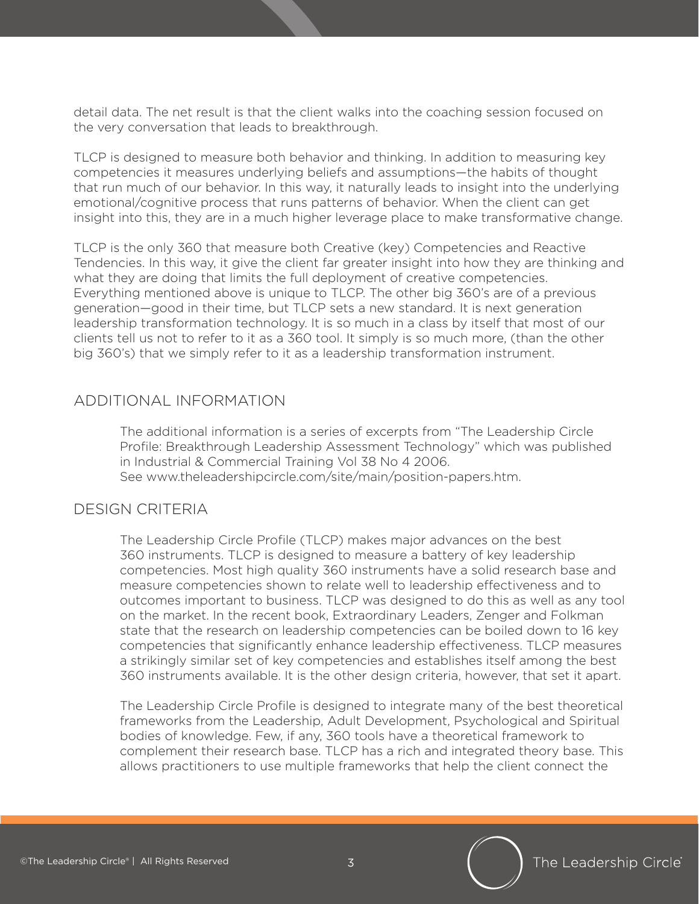detail data. The net result is that the client walks into the coaching session focused on the very conversation that leads to breakthrough.

TLCP is designed to measure both behavior and thinking. In addition to measuring key competencies it measures underlying beliefs and assumptions—the habits of thought that run much of our behavior. In this way, it naturally leads to insight into the underlying emotional/cognitive process that runs patterns of behavior. When the client can get insight into this, they are in a much higher leverage place to make transformative change.

TLCP is the only 360 that measure both Creative (key) Competencies and Reactive Tendencies. In this way, it give the client far greater insight into how they are thinking and what they are doing that limits the full deployment of creative competencies. Everything mentioned above is unique to TLCP. The other big 360's are of a previous generation—good in their time, but TLCP sets a new standard. It is next generation leadership transformation technology. It is so much in a class by itself that most of our clients tell us not to refer to it as a 360 tool. It simply is so much more, (than the other big 360's) that we simply refer to it as a leadership transformation instrument.

## ADDITIONAL INFORMATION

The additional information is a series of excerpts from "The Leadership Circle Profile: Breakthrough Leadership Assessment Technology" which was published in Industrial & Commercial Training Vol 38 No 4 2006.
See www.theleadershipcircle.com/site/main/position-papers.htm.

## DESIGN CRITERIA

The Leadership Circle Profile (TLCP) makes major advances on the best 360 instruments. TLCP is designed to measure a battery of key leadership competencies. Most high quality 360 instruments have a solid research base and measure competencies shown to relate well to leadership effectiveness and to outcomes important to business. TLCP was designed to do this as well as any tool on the market. In the recent book, Extraordinary Leaders, Zenger and Folkman state that the research on leadership competencies can be boiled down to 16 key competencies that significantly enhance leadership effectiveness. TLCP measures a strikingly similar set of key competencies and establishes itself among the best 360 instruments available. It is the other design criteria, however, that set it apart.

The Leadership Circle Profile is designed to integrate many of the best theoretical frameworks from the Leadership, Adult Development, Psychological and Spiritual bodies of knowledge. Few, if any, 360 tools have a theoretical framework to complement their research base. TLCP has a rich and integrated theory base. This allows practitioners to use multiple frameworks that help the client connect the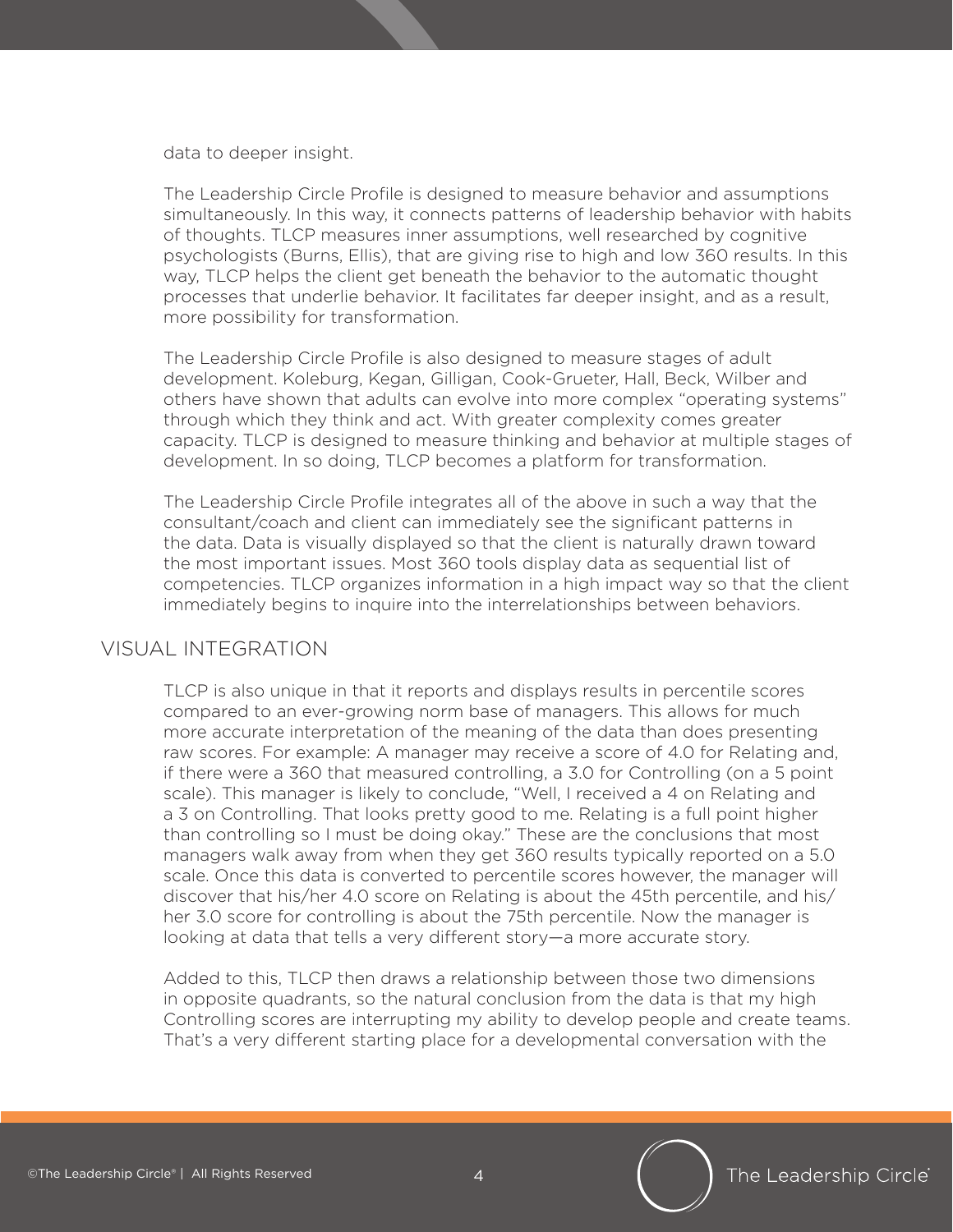data to deeper insight.

The Leadership Circle Profile is designed to measure behavior and assumptions simultaneously. In this way, it connects patterns of leadership behavior with habits of thoughts. TLCP measures inner assumptions, well researched by cognitive psychologists (Burns, Ellis), that are giving rise to high and low 360 results. In this way, TLCP helps the client get beneath the behavior to the automatic thought processes that underlie behavior. It facilitates far deeper insight, and as a result, more possibility for transformation.

The Leadership Circle Profile is also designed to measure stages of adult development. Koleburg, Kegan, Gilligan, Cook-Grueter, Hall, Beck, Wilber and others have shown that adults can evolve into more complex "operating systems" through which they think and act. With greater complexity comes greater capacity. TLCP is designed to measure thinking and behavior at multiple stages of development. In so doing, TLCP becomes a platform for transformation.

The Leadership Circle Profile integrates all of the above in such a way that the consultant/coach and client can immediately see the significant patterns in the data. Data is visually displayed so that the client is naturally drawn toward the most important issues. Most 360 tools display data as sequential list of competencies. TLCP organizes information in a high impact way so that the client immediately begins to inquire into the interrelationships between behaviors.

## VISUAL INTEGRATION

TLCP is also unique in that it reports and displays results in percentile scores compared to an ever-growing norm base of managers. This allows for much more accurate interpretation of the meaning of the data than does presenting raw scores. For example: A manager may receive a score of 4.0 for Relating and, if there were a 360 that measured controlling, a 3.0 for Controlling (on a 5 point scale). This manager is likely to conclude, "Well, I received a 4 on Relating and a 3 on Controlling. That looks pretty good to me. Relating is a full point higher than controlling so I must be doing okay." These are the conclusions that most managers walk away from when they get 360 results typically reported on a 5.0 scale. Once this data is converted to percentile scores however, the manager will discover that his/her 4.0 score on Relating is about the 45th percentile, and his/her 3.0 score for controlling is about the 75th percentile. Now the manager is looking at data that tells a very different story—a more accurate story.

Added to this, TLCP then draws a relationship between those two dimensions in opposite quadrants, so the natural conclusion from the data is that my high Controlling scores are interrupting my ability to develop people and create teams. That's a very different starting place for a developmental conversation with the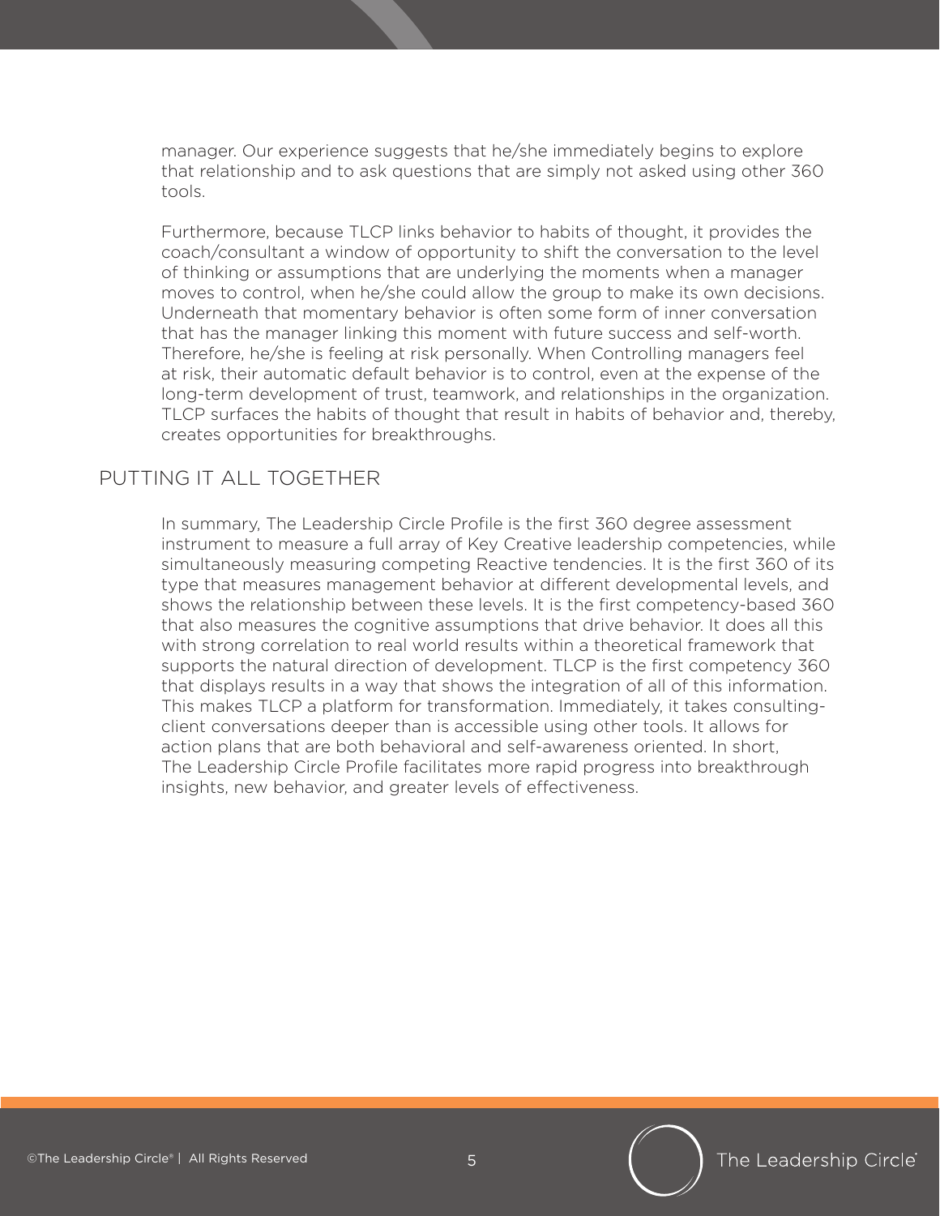manager. Our experience suggests that he/she immediately begins to explore that relationship and to ask questions that are simply not asked using other 360 tools.

Furthermore, because TLCP links behavior to habits of thought, it provides the coach/consultant a window of opportunity to shift the conversation to the level of thinking or assumptions that are underlying the moments when a manager moves to control, when he/she could allow the group to make its own decisions. Underneath that momentary behavior is often some form of inner conversation that has the manager linking this moment with future success and self-worth. Therefore, he/she is feeling at risk personally. When Controlling managers feel at risk, their automatic default behavior is to control, even at the expense of the long-term development of trust, teamwork, and relationships in the organization. TLCP surfaces the habits of thought that result in habits of behavior and, thereby, creates opportunities for breakthroughs.

## PUTTING IT ALL TOGETHER

In summary, The Leadership Circle Profile is the first 360 degree assessment instrument to measure a full array of Key Creative leadership competencies, while simultaneously measuring competing Reactive tendencies. It is the first 360 of its type that measures management behavior at different developmental levels, and shows the relationship between these levels. It is the first competency-based 360 that also measures the cognitive assumptions that drive behavior. It does all this with strong correlation to real world results within a theoretical framework that supports the natural direction of development. TLCP is the first competency 360 that displays results in a way that shows the integration of all of this information. This makes TLCP a platform for transformation. Immediately, it takes consulting-client conversations deeper than is accessible using other tools. It allows for action plans that are both behavioral and self-awareness oriented. In short, The Leadership Circle Profile facilitates more rapid progress into breakthrough insights, new behavior, and greater levels of effectiveness.